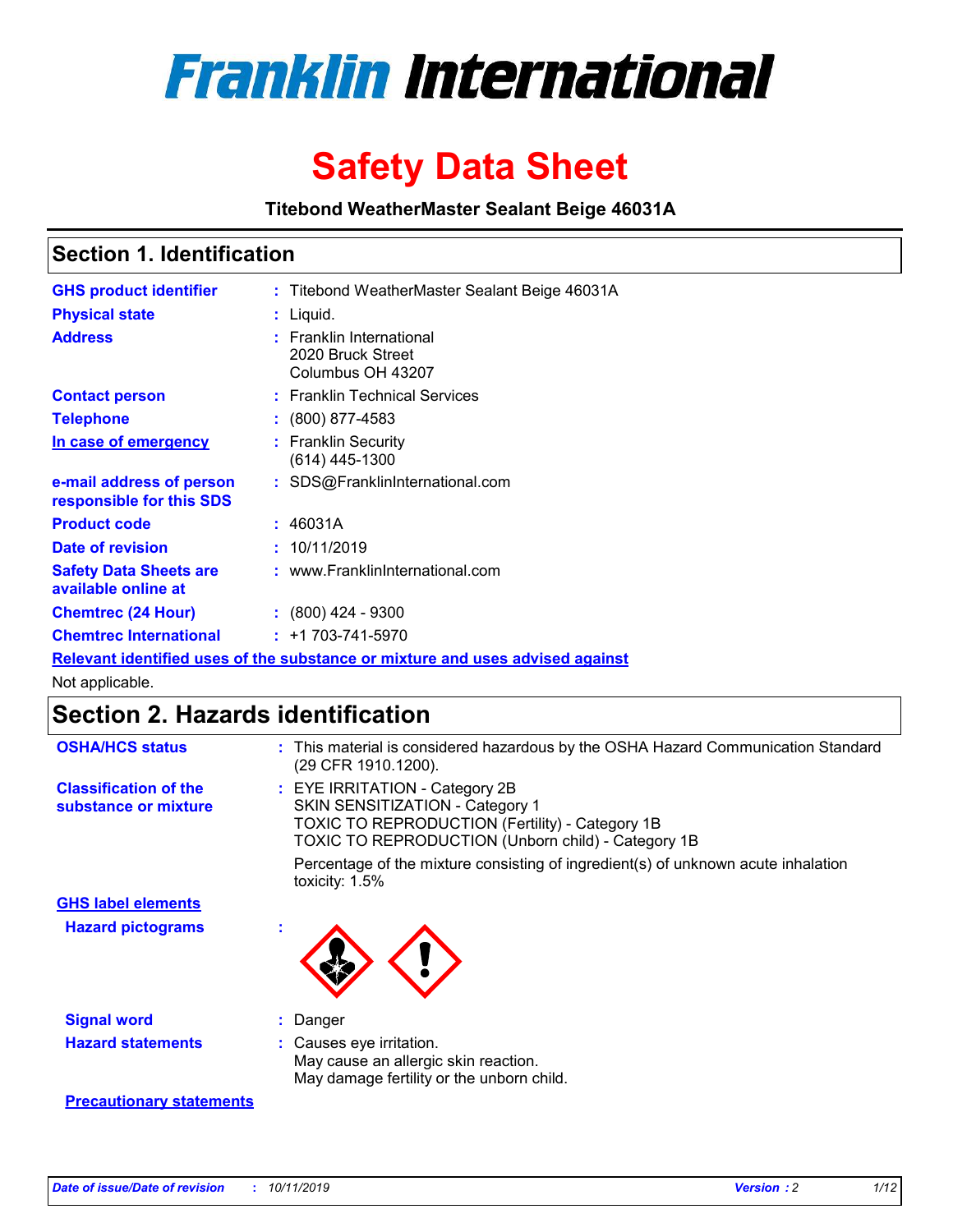# Franklin International

# Safety Data Sheet

**Titebond WeatherMaster Sealant Beige 46031A**

## Section 1. Identification

| | | |
|---|---|---|
| **GHS product identifier** | : | Titebond WeatherMaster Sealant Beige 46031A |
| **Physical state** | : | Liquid. |
| **Address** | : | Franklin International<br>2020 Bruck Street<br>Columbus OH 43207 |
| **Contact person** | : | Franklin Technical Services |
| **Telephone** | : | (800) 877-4583 |
| **In case of emergency** | : | Franklin Security<br>(614) 445-1300 |
| **e-mail address of person responsible for this SDS** | : | SDS@FranklinInternational.com |
| **Product code** | : | 46031A |
| **Date of revision** | : | 10/11/2019 |
| **Safety Data Sheets are available online at** | : | www.FranklinInternational.com |
| **Chemtrec (24 Hour)** | : | (800) 424 - 9300 |
| **Chemtrec International** | : | +1 703-741-5970 |

**Relevant identified uses of the substance or mixture and uses advised against**

Not applicable.

## Section 2. Hazards identification

| | | |
|---|---|---|
| **OSHA/HCS status** | : | This material is considered hazardous by the OSHA Hazard Communication Standard (29 CFR 1910.1200). |
| **Classification of the substance or mixture** | : | EYE IRRITATION - Category 2B<br>SKIN SENSITIZATION - Category 1<br>TOXIC TO REPRODUCTION (Fertility) - Category 1B<br>TOXIC TO REPRODUCTION (Unborn child) - Category 1B<br><br>Percentage of the mixture consisting of ingredient(s) of unknown acute inhalation toxicity: 1.5% |

**GHS label elements**

| | | |
|---|---|---|
| **Hazard pictograms** | : | |
| **Signal word** | : | Danger |
| **Hazard statements** | : | Causes eye irritation.<br>May cause an allergic skin reaction.<br>May damage fertility or the unborn child. |

**Precautionary statements**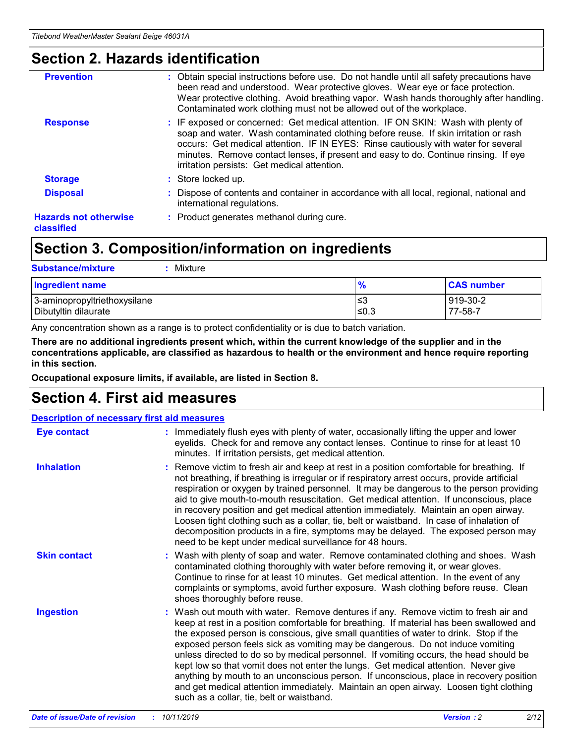# Section 2. Hazards identification

**Prevention** : Obtain special instructions before use. Do not handle until all safety precautions have been read and understood. Wear protective gloves. Wear eye or face protection. Wear protective clothing. Avoid breathing vapor. Wash hands thoroughly after handling. Contaminated work clothing must not be allowed out of the workplace.

**Response** : IF exposed or concerned: Get medical attention. IF ON SKIN: Wash with plenty of soap and water. Wash contaminated clothing before reuse. If skin irritation or rash occurs: Get medical attention. IF IN EYES: Rinse cautiously with water for several minutes. Remove contact lenses, if present and easy to do. Continue rinsing. If eye irritation persists: Get medical attention.

**Storage** : Store locked up.

**Disposal** : Dispose of contents and container in accordance with all local, regional, national and international regulations.

**Hazards not otherwise classified** : Product generates methanol during cure.

# Section 3. Composition/information on ingredients

**Substance/mixture** : Mixture

| Ingredient name | % | CAS number |
|---|---|---|
| 3-aminopropyltriethoxysilane | ≤3 | 919-30-2 |
| Dibutyltin dilaurate | ≤0.3 | 77-58-7 |

Any concentration shown as a range is to protect confidentiality or is due to batch variation.

**There are no additional ingredients present which, within the current knowledge of the supplier and in the concentrations applicable, are classified as hazardous to health or the environment and hence require reporting in this section.**

**Occupational exposure limits, if available, are listed in Section 8.**

# Section 4. First aid measures

## Description of necessary first aid measures

**Eye contact** : Immediately flush eyes with plenty of water, occasionally lifting the upper and lower eyelids. Check for and remove any contact lenses. Continue to rinse for at least 10 minutes. If irritation persists, get medical attention.

**Inhalation** : Remove victim to fresh air and keep at rest in a position comfortable for breathing. If not breathing, if breathing is irregular or if respiratory arrest occurs, provide artificial respiration or oxygen by trained personnel. It may be dangerous to the person providing aid to give mouth-to-mouth resuscitation. Get medical attention. If unconscious, place in recovery position and get medical attention immediately. Maintain an open airway. Loosen tight clothing such as a collar, tie, belt or waistband. In case of inhalation of decomposition products in a fire, symptoms may be delayed. The exposed person may need to be kept under medical surveillance for 48 hours.

**Skin contact** : Wash with plenty of soap and water. Remove contaminated clothing and shoes. Wash contaminated clothing thoroughly with water before removing it, or wear gloves. Continue to rinse for at least 10 minutes. Get medical attention. In the event of any complaints or symptoms, avoid further exposure. Wash clothing before reuse. Clean shoes thoroughly before reuse.

**Ingestion** : Wash out mouth with water. Remove dentures if any. Remove victim to fresh air and keep at rest in a position comfortable for breathing. If material has been swallowed and the exposed person is conscious, give small quantities of water to drink. Stop if the exposed person feels sick as vomiting may be dangerous. Do not induce vomiting unless directed to do so by medical personnel. If vomiting occurs, the head should be kept low so that vomit does not enter the lungs. Get medical attention. Never give anything by mouth to an unconscious person. If unconscious, place in recovery position and get medical attention immediately. Maintain an open airway. Loosen tight clothing such as a collar, tie, belt or waistband.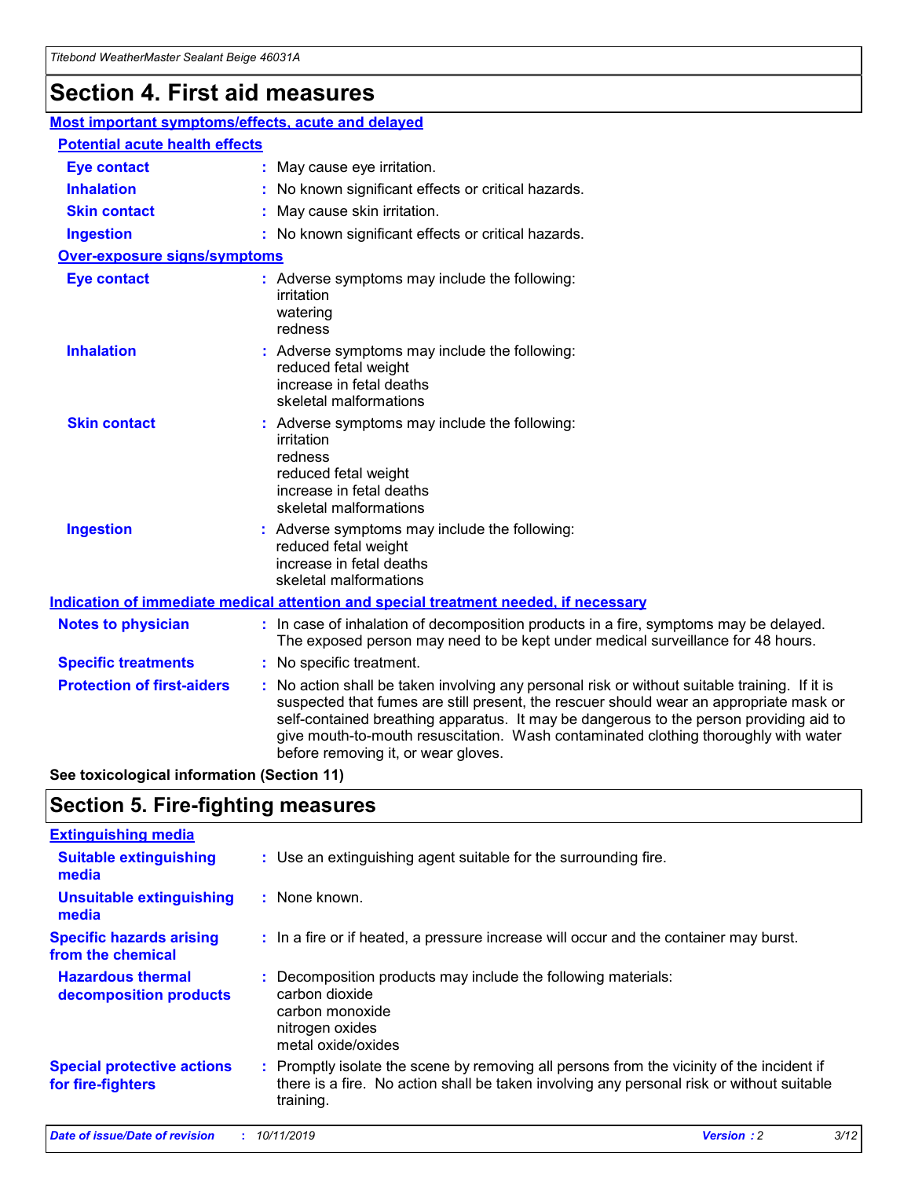# Section 4. First aid measures

## Most important symptoms/effects, acute and delayed

### Potential acute health effects

**Eye contact** : May cause eye irritation.

**Inhalation** : No known significant effects or critical hazards.

**Skin contact** : May cause skin irritation.

**Ingestion** : No known significant effects or critical hazards.

### Over-exposure signs/symptoms

**Eye contact** : Adverse symptoms may include the following:
irritation
watering
redness

**Inhalation** : Adverse symptoms may include the following:
reduced fetal weight
increase in fetal deaths
skeletal malformations

**Skin contact** : Adverse symptoms may include the following:
irritation
redness
reduced fetal weight
increase in fetal deaths
skeletal malformations

**Ingestion** : Adverse symptoms may include the following:
reduced fetal weight
increase in fetal deaths
skeletal malformations

## Indication of immediate medical attention and special treatment needed, if necessary

**Notes to physician** : In case of inhalation of decomposition products in a fire, symptoms may be delayed. The exposed person may need to be kept under medical surveillance for 48 hours.

**Specific treatments** : No specific treatment.

**Protection of first-aiders** : No action shall be taken involving any personal risk or without suitable training. If it is suspected that fumes are still present, the rescuer should wear an appropriate mask or self-contained breathing apparatus. It may be dangerous to the person providing aid to give mouth-to-mouth resuscitation. Wash contaminated clothing thoroughly with water before removing it, or wear gloves.

**See toxicological information (Section 11)**

# Section 5. Fire-fighting measures

## Extinguishing media

**Suitable extinguishing media** : Use an extinguishing agent suitable for the surrounding fire.

**Unsuitable extinguishing media** : None known.

**Specific hazards arising from the chemical** : In a fire or if heated, a pressure increase will occur and the container may burst.

**Hazardous thermal decomposition products** : Decomposition products may include the following materials:
carbon dioxide
carbon monoxide
nitrogen oxides
metal oxide/oxides

**Special protective actions for fire-fighters** : Promptly isolate the scene by removing all persons from the vicinity of the incident if there is a fire. No action shall be taken involving any personal risk or without suitable training.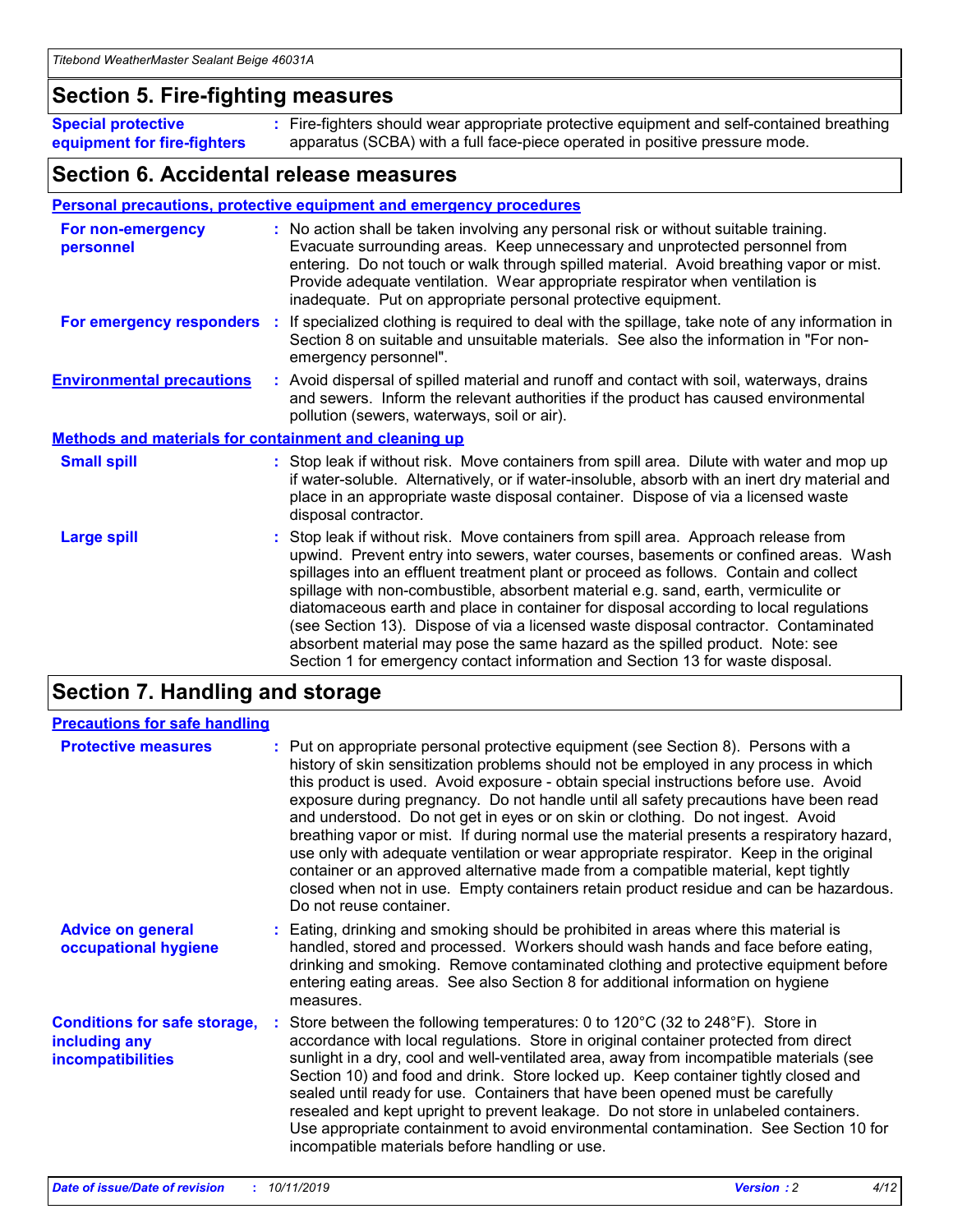## Section 5. Fire-fighting measures

**Special protective equipment for fire-fighters** : Fire-fighters should wear appropriate protective equipment and self-contained breathing apparatus (SCBA) with a full face-piece operated in positive pressure mode.

## Section 6. Accidental release measures

### Personal precautions, protective equipment and emergency procedures

**For non-emergency personnel** : No action shall be taken involving any personal risk or without suitable training. Evacuate surrounding areas. Keep unnecessary and unprotected personnel from entering. Do not touch or walk through spilled material. Avoid breathing vapor or mist. Provide adequate ventilation. Wear appropriate respirator when ventilation is inadequate. Put on appropriate personal protective equipment.

**For emergency responders** : If specialized clothing is required to deal with the spillage, take note of any information in Section 8 on suitable and unsuitable materials. See also the information in "For non-emergency personnel".

**Environmental precautions** : Avoid dispersal of spilled material and runoff and contact with soil, waterways, drains and sewers. Inform the relevant authorities if the product has caused environmental pollution (sewers, waterways, soil or air).

### Methods and materials for containment and cleaning up

**Small spill** : Stop leak if without risk. Move containers from spill area. Dilute with water and mop up if water-soluble. Alternatively, or if water-insoluble, absorb with an inert dry material and place in an appropriate waste disposal container. Dispose of via a licensed waste disposal contractor.

**Large spill** : Stop leak if without risk. Move containers from spill area. Approach release from upwind. Prevent entry into sewers, water courses, basements or confined areas. Wash spillages into an effluent treatment plant or proceed as follows. Contain and collect spillage with non-combustible, absorbent material e.g. sand, earth, vermiculite or diatomaceous earth and place in container for disposal according to local regulations (see Section 13). Dispose of via a licensed waste disposal contractor. Contaminated absorbent material may pose the same hazard as the spilled product. Note: see Section 1 for emergency contact information and Section 13 for waste disposal.

## Section 7. Handling and storage

### Precautions for safe handling

**Protective measures** : Put on appropriate personal protective equipment (see Section 8). Persons with a history of skin sensitization problems should not be employed in any process in which this product is used. Avoid exposure - obtain special instructions before use. Avoid exposure during pregnancy. Do not handle until all safety precautions have been read and understood. Do not get in eyes or on skin or clothing. Do not ingest. Avoid breathing vapor or mist. If during normal use the material presents a respiratory hazard, use only with adequate ventilation or wear appropriate respirator. Keep in the original container or an approved alternative made from a compatible material, kept tightly closed when not in use. Empty containers retain product residue and can be hazardous. Do not reuse container.

**Advice on general occupational hygiene** : Eating, drinking and smoking should be prohibited in areas where this material is handled, stored and processed. Workers should wash hands and face before eating, drinking and smoking. Remove contaminated clothing and protective equipment before entering eating areas. See also Section 8 for additional information on hygiene measures.

**Conditions for safe storage, including any incompatibilities** : Store between the following temperatures: 0 to 120°C (32 to 248°F). Store in accordance with local regulations. Store in original container protected from direct sunlight in a dry, cool and well-ventilated area, away from incompatible materials (see Section 10) and food and drink. Store locked up. Keep container tightly closed and sealed until ready for use. Containers that have been opened must be carefully resealed and kept upright to prevent leakage. Do not store in unlabeled containers. Use appropriate containment to avoid environmental contamination. See Section 10 for incompatible materials before handling or use.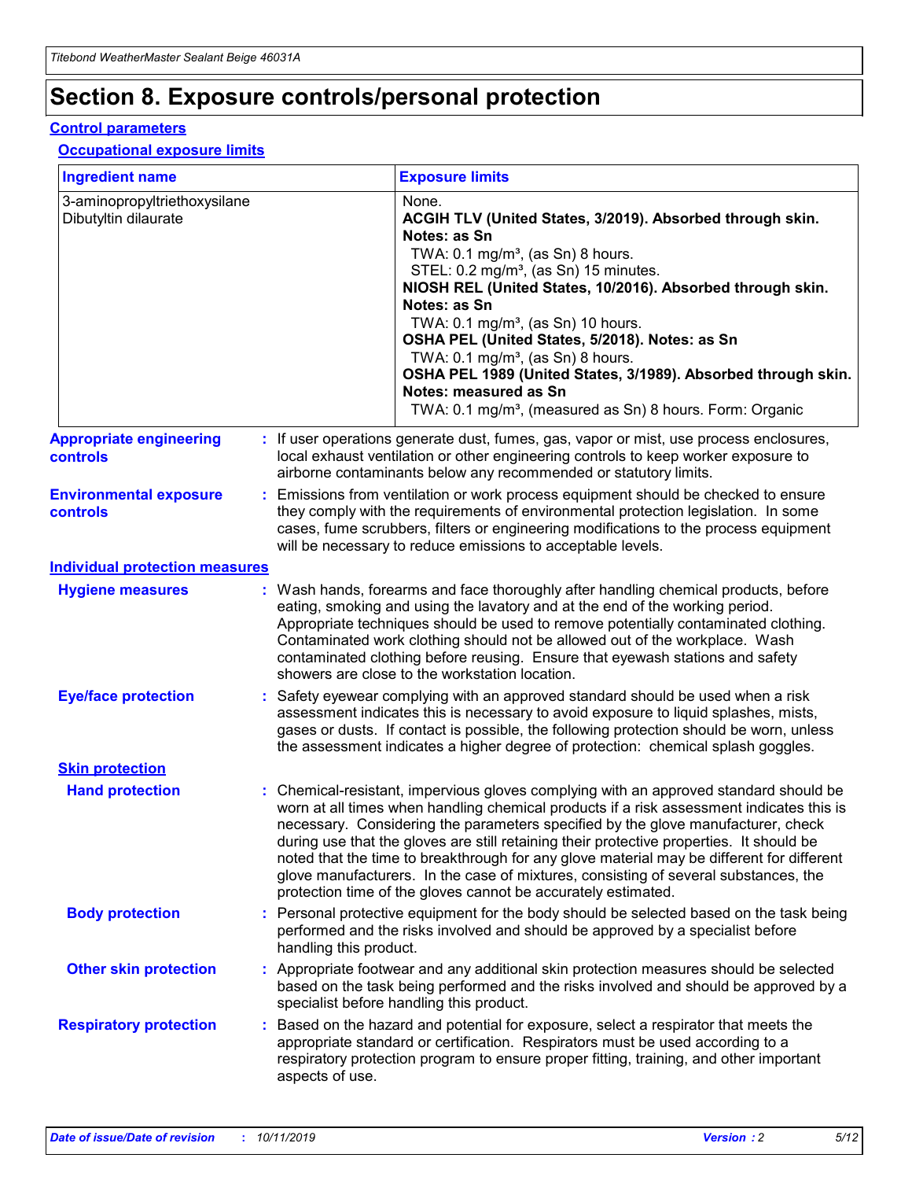# Section 8. Exposure controls/personal protection

## Control parameters

### Occupational exposure limits

| Ingredient name | Exposure limits |
|---|---|
| 3-aminopropyltriethoxysilane<br>Dibutyltin dilaurate | None.<br>**ACGIH TLV (United States, 3/2019). Absorbed through skin.**<br>**Notes: as Sn**<br>TWA: 0.1 mg/m³, (as Sn) 8 hours.<br>STEL: 0.2 mg/m³, (as Sn) 15 minutes.<br>**NIOSH REL (United States, 10/2016). Absorbed through skin.**<br>**Notes: as Sn**<br>TWA: 0.1 mg/m³, (as Sn) 10 hours.<br>**OSHA PEL (United States, 5/2018). Notes: as Sn**<br>TWA: 0.1 mg/m³, (as Sn) 8 hours.<br>**OSHA PEL 1989 (United States, 3/1989). Absorbed through skin.**<br>**Notes: measured as Sn**<br>TWA: 0.1 mg/m³, (measured as Sn) 8 hours. Form: Organic |

**Appropriate engineering controls** : If user operations generate dust, fumes, gas, vapor or mist, use process enclosures, local exhaust ventilation or other engineering controls to keep worker exposure to airborne contaminants below any recommended or statutory limits.

**Environmental exposure controls** : Emissions from ventilation or work process equipment should be checked to ensure they comply with the requirements of environmental protection legislation. In some cases, fume scrubbers, filters or engineering modifications to the process equipment will be necessary to reduce emissions to acceptable levels.

## Individual protection measures

**Hygiene measures** : Wash hands, forearms and face thoroughly after handling chemical products, before eating, smoking and using the lavatory and at the end of the working period. Appropriate techniques should be used to remove potentially contaminated clothing. Contaminated work clothing should not be allowed out of the workplace. Wash contaminated clothing before reusing. Ensure that eyewash stations and safety showers are close to the workstation location.

**Eye/face protection** : Safety eyewear complying with an approved standard should be used when a risk assessment indicates this is necessary to avoid exposure to liquid splashes, mists, gases or dusts. If contact is possible, the following protection should be worn, unless the assessment indicates a higher degree of protection: chemical splash goggles.

### Skin protection

**Hand protection** : Chemical-resistant, impervious gloves complying with an approved standard should be worn at all times when handling chemical products if a risk assessment indicates this is necessary. Considering the parameters specified by the glove manufacturer, check during use that the gloves are still retaining their protective properties. It should be noted that the time to breakthrough for any glove material may be different for different glove manufacturers. In the case of mixtures, consisting of several substances, the protection time of the gloves cannot be accurately estimated.

**Body protection** : Personal protective equipment for the body should be selected based on the task being performed and the risks involved and should be approved by a specialist before handling this product.

**Other skin protection** : Appropriate footwear and any additional skin protection measures should be selected based on the task being performed and the risks involved and should be approved by a specialist before handling this product.

**Respiratory protection** : Based on the hazard and potential for exposure, select a respirator that meets the appropriate standard or certification. Respirators must be used according to a respiratory protection program to ensure proper fitting, training, and other important aspects of use.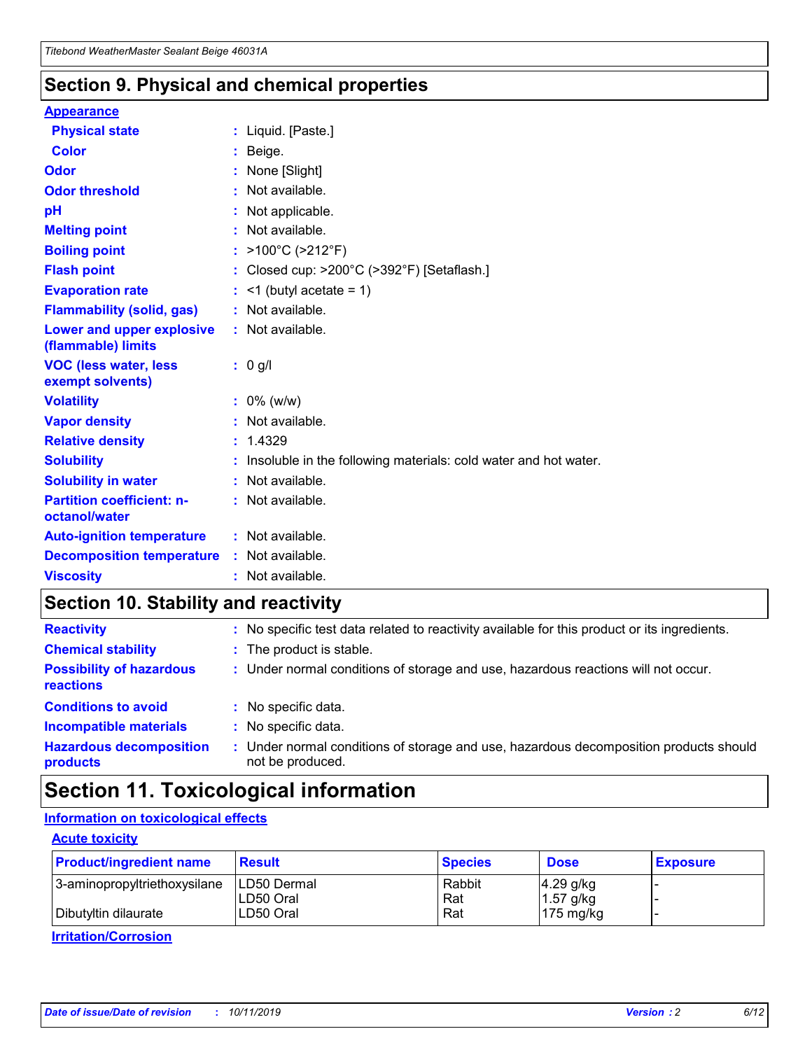## Section 9. Physical and chemical properties

### Appearance

| | |
|---|---|
| **Physical state** | : Liquid. [Paste.] |
| **Color** | : Beige. |
| **Odor** | : None [Slight] |
| **Odor threshold** | : Not available. |
| **pH** | : Not applicable. |
| **Melting point** | : Not available. |
| **Boiling point** | : >100°C (>212°F) |
| **Flash point** | : Closed cup: >200°C (>392°F) [Setaflash.] |
| **Evaporation rate** | : <1 (butyl acetate = 1) |
| **Flammability (solid, gas)** | : Not available. |
| **Lower and upper explosive (flammable) limits** | : Not available. |
| **VOC (less water, less exempt solvents)** | : 0 g/l |
| **Volatility** | : 0% (w/w) |
| **Vapor density** | : Not available. |
| **Relative density** | : 1.4329 |
| **Solubility** | : Insoluble in the following materials: cold water and hot water. |
| **Solubility in water** | : Not available. |
| **Partition coefficient: n-octanol/water** | : Not available. |
| **Auto-ignition temperature** | : Not available. |
| **Decomposition temperature** | : Not available. |
| **Viscosity** | : Not available. |

## Section 10. Stability and reactivity

| | |
|---|---|
| **Reactivity** | : No specific test data related to reactivity available for this product or its ingredients. |
| **Chemical stability** | : The product is stable. |
| **Possibility of hazardous reactions** | : Under normal conditions of storage and use, hazardous reactions will not occur. |
| **Conditions to avoid** | : No specific data. |
| **Incompatible materials** | : No specific data. |
| **Hazardous decomposition products** | : Under normal conditions of storage and use, hazardous decomposition products should not be produced. |

## Section 11. Toxicological information

### Information on toxicological effects

#### Acute toxicity

| Product/ingredient name | Result | Species | Dose | Exposure |
|---|---|---|---|---|
| 3-aminopropyltriethoxysilane | LD50 Dermal | Rabbit | 4.29 g/kg | - |
| | LD50 Oral | Rat | 1.57 g/kg | - |
| Dibutyltin dilaurate | LD50 Oral | Rat | 175 mg/kg | - |

#### Irritation/Corrosion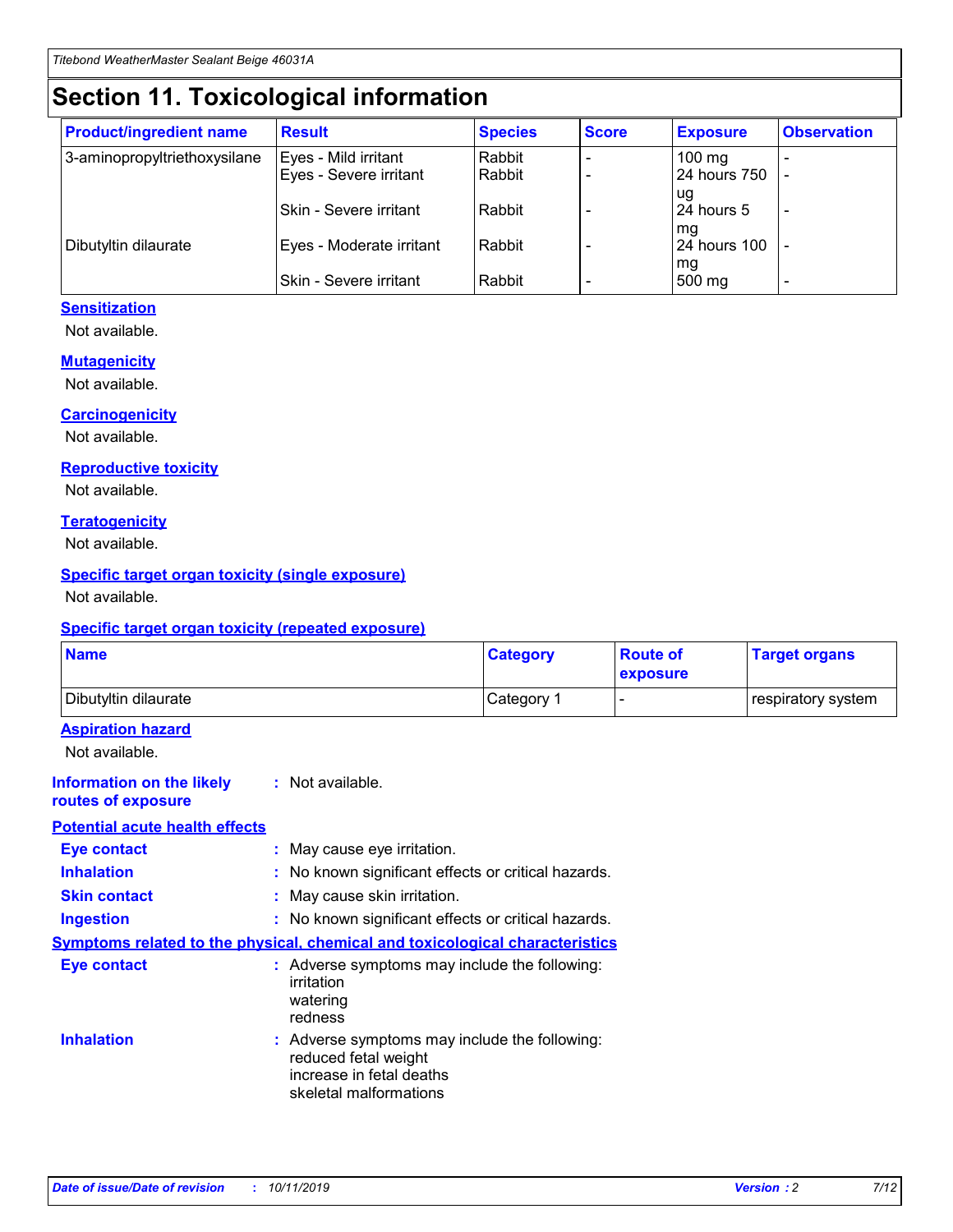# Section 11. Toxicological information

| Product/ingredient name | Result | Species | Score | Exposure | Observation |
|---|---|---|---|---|---|
| 3-aminopropyltriethoxysilane | Eyes - Mild irritant | Rabbit | - | 100 mg | - |
| | Eyes - Severe irritant | Rabbit | - | 24 hours 750 ug | - |
| | Skin - Severe irritant | Rabbit | - | 24 hours 5 mg | - |
| Dibutyltin dilaurate | Eyes - Moderate irritant | Rabbit | - | 24 hours 100 mg | - |
| | Skin - Severe irritant | Rabbit | - | 500 mg | - |

**Sensitization**

Not available.

**Mutagenicity**

Not available.

**Carcinogenicity**

Not available.

**Reproductive toxicity**

Not available.

**Teratogenicity**

Not available.

**Specific target organ toxicity (single exposure)**

Not available.

**Specific target organ toxicity (repeated exposure)**

| Name | Category | Route of exposure | Target organs |
|---|---|---|---|
| Dibutyltin dilaurate | Category 1 | - | respiratory system |

**Aspiration hazard**

Not available.

**Information on the likely routes of exposure** : Not available.

**Potential acute health effects**

**Eye contact** : May cause eye irritation.

**Inhalation** : No known significant effects or critical hazards.

**Skin contact** : May cause skin irritation.

**Ingestion** : No known significant effects or critical hazards.

**Symptoms related to the physical, chemical and toxicological characteristics**

**Eye contact** : Adverse symptoms may include the following:
irritation
watering
redness

**Inhalation** : Adverse symptoms may include the following:
reduced fetal weight
increase in fetal deaths
skeletal malformations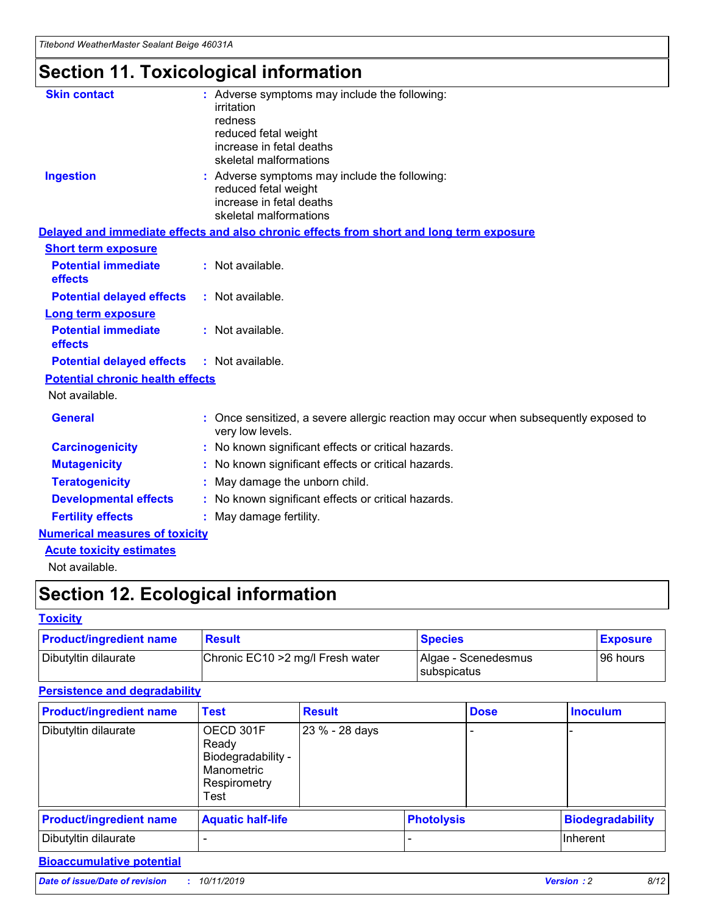# Section 11. Toxicological information

**Skin contact** : Adverse symptoms may include the following:
irritation
redness
reduced fetal weight
increase in fetal deaths
skeletal malformations

**Ingestion** : Adverse symptoms may include the following:
reduced fetal weight
increase in fetal deaths
skeletal malformations

**Delayed and immediate effects and also chronic effects from short and long term exposure**

**Short term exposure**

**Potential immediate effects** : Not available.

**Potential delayed effects** : Not available.

**Long term exposure**

**Potential immediate effects** : Not available.

**Potential delayed effects** : Not available.

**Potential chronic health effects**

Not available.

**General** : Once sensitized, a severe allergic reaction may occur when subsequently exposed to very low levels.

**Carcinogenicity** : No known significant effects or critical hazards.

**Mutagenicity** : No known significant effects or critical hazards.

**Teratogenicity** : May damage the unborn child.

**Developmental effects** : No known significant effects or critical hazards.

**Fertility effects** : May damage fertility.

**Numerical measures of toxicity**

**Acute toxicity estimates**

Not available.

# Section 12. Ecological information

**Toxicity**

| Product/ingredient name | Result | Species | Exposure |
|---|---|---|---|
| Dibutyltin dilaurate | Chronic EC10 >2 mg/l Fresh water | Algae - Scenedesmus subspicatus | 96 hours |

**Persistence and degradability**

| Product/ingredient name | Test | Result | Dose | Inoculum |
|---|---|---|---|---|
| Dibutyltin dilaurate | OECD 301F Ready Biodegradability - Manometric Respirometry Test | 23 % - 28 days | - | - |

| Product/ingredient name | Aquatic half-life | Photolysis | Biodegradability |
|---|---|---|---|
| Dibutyltin dilaurate | - | - | Inherent |

**Bioaccumulative potential**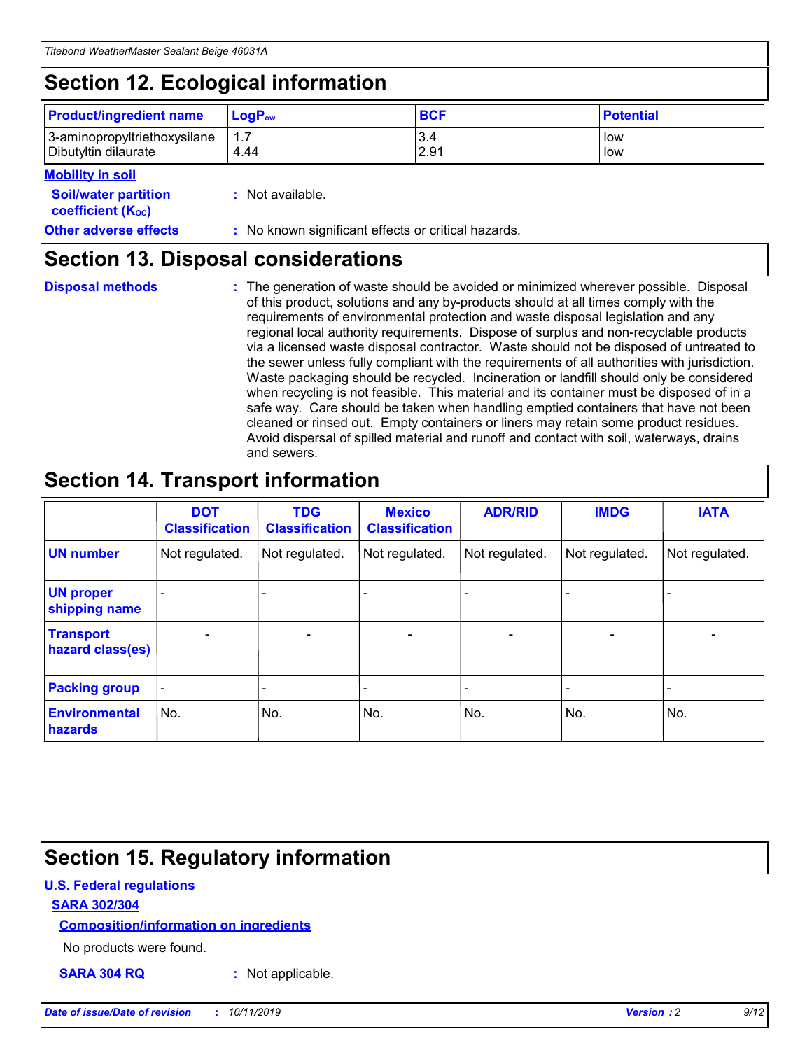## Section 12. Ecological information

| Product/ingredient name | $LogP_{ow}$ | BCF | Potential |
|---|---|---|---|
| 3-aminopropyltriethoxysilane | 1.7 | 3.4 | low |
| Dibutyltin dilaurate | 4.44 | 2.91 | low |

**Mobility in soil**

**Soil/water partition coefficient ($K_{OC}$)** : Not available.

**Other adverse effects** : No known significant effects or critical hazards.

## Section 13. Disposal considerations

**Disposal methods** : The generation of waste should be avoided or minimized wherever possible. Disposal of this product, solutions and any by-products should at all times comply with the requirements of environmental protection and waste disposal legislation and any regional local authority requirements. Dispose of surplus and non-recyclable products via a licensed waste disposal contractor. Waste should not be disposed of untreated to the sewer unless fully compliant with the requirements of all authorities with jurisdiction. Waste packaging should be recycled. Incineration or landfill should only be considered when recycling is not feasible. This material and its container must be disposed of in a safe way. Care should be taken when handling emptied containers that have not been cleaned or rinsed out. Empty containers or liners may retain some product residues. Avoid dispersal of spilled material and runoff and contact with soil, waterways, drains and sewers.

## Section 14. Transport information

| | DOT Classification | TDG Classification | Mexico Classification | ADR/RID | IMDG | IATA |
|---|---|---|---|---|---|---|
| UN number | Not regulated. | Not regulated. | Not regulated. | Not regulated. | Not regulated. | Not regulated. |
| UN proper shipping name | - | - | - | - | - | - |
| Transport hazard class(es) | - | - | - | - | - | - |
| Packing group | - | - | - | - | - | - |
| Environmental hazards | No. | No. | No. | No. | No. | No. |

## Section 15. Regulatory information

**U.S. Federal regulations**

**SARA 302/304**

**Composition/information on ingredients**

No products were found.

**SARA 304 RQ** : Not applicable.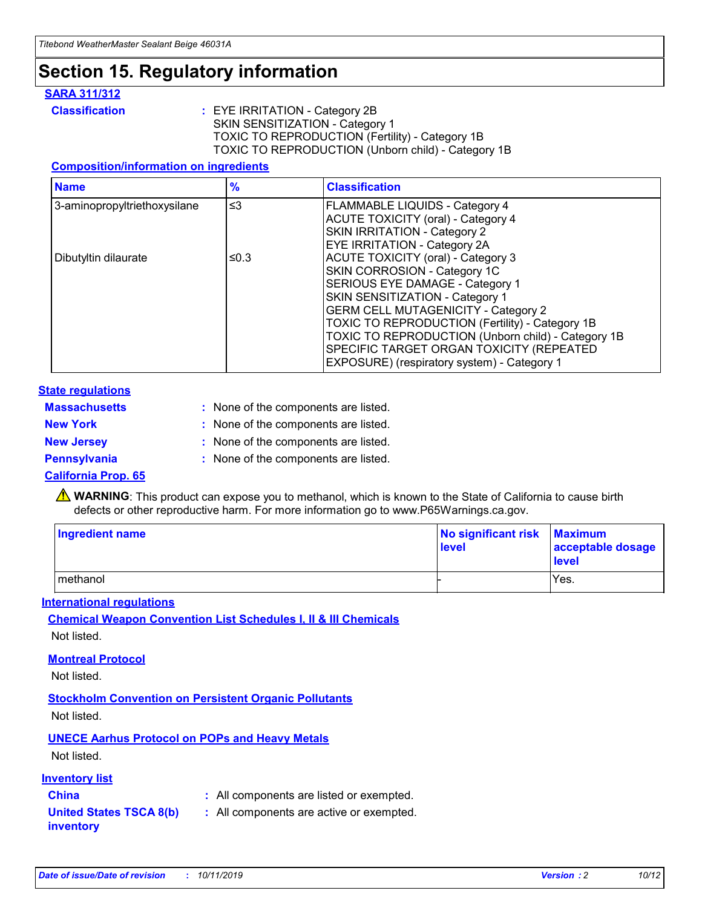# Section 15. Regulatory information

### SARA 311/312

**Classification** : EYE IRRITATION - Category 2B
SKIN SENSITIZATION - Category 1
TOXIC TO REPRODUCTION (Fertility) - Category 1B
TOXIC TO REPRODUCTION (Unborn child) - Category 1B

#### Composition/information on ingredients

| Name | % | Classification |
| --- | --- | --- |
| 3-aminopropyltriethoxysilane | ≤3 | FLAMMABLE LIQUIDS - Category 4<br>ACUTE TOXICITY (oral) - Category 4<br>SKIN IRRITATION - Category 2<br>EYE IRRITATION - Category 2A |
| Dibutyltin dilaurate | ≤0.3 | ACUTE TOXICITY (oral) - Category 3<br>SKIN CORROSION - Category 1C<br>SERIOUS EYE DAMAGE - Category 1<br>SKIN SENSITIZATION - Category 1<br>GERM CELL MUTAGENICITY - Category 2<br>TOXIC TO REPRODUCTION (Fertility) - Category 1B<br>TOXIC TO REPRODUCTION (Unborn child) - Category 1B<br>SPECIFIC TARGET ORGAN TOXICITY (REPEATED EXPOSURE) (respiratory system) - Category 1 |

### State regulations

**Massachusetts** : None of the components are listed.

**New York** : None of the components are listed.

**New Jersey** : None of the components are listed.

**Pennsylvania** : None of the components are listed.

### California Prop. 65

⚠ **WARNING**: This product can expose you to methanol, which is known to the State of California to cause birth defects or other reproductive harm. For more information go to www.P65Warnings.ca.gov.

| Ingredient name | No significant risk level | Maximum acceptable dosage level |
| --- | --- | --- |
| methanol | - | Yes. |

### International regulations

#### Chemical Weapon Convention List Schedules I, II & III Chemicals

Not listed.

#### Montreal Protocol

Not listed.

#### Stockholm Convention on Persistent Organic Pollutants

Not listed.

#### UNECE Aarhus Protocol on POPs and Heavy Metals

Not listed.

### Inventory list

**China** : All components are listed or exempted.

**United States TSCA 8(b) inventory** : All components are active or exempted.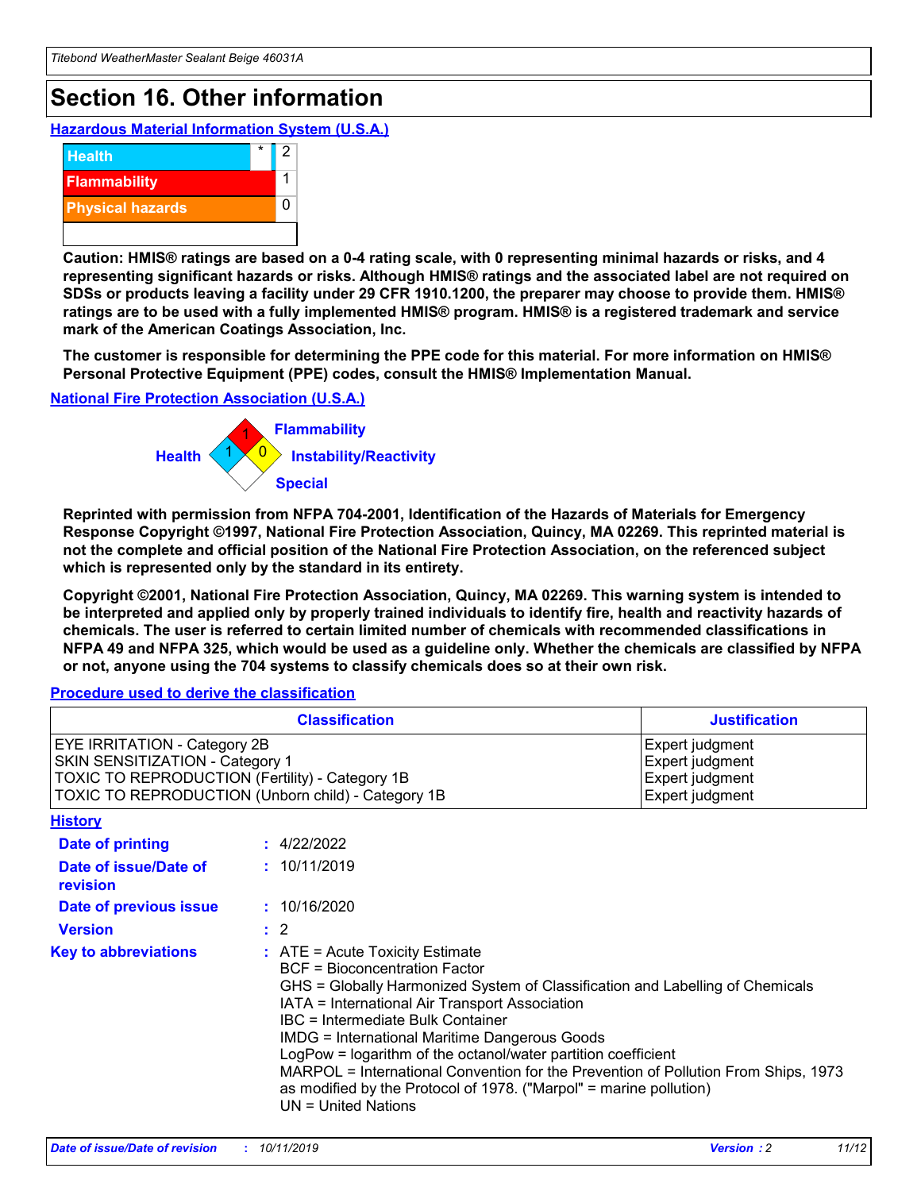# Section 16. Other information

### Hazardous Material Information System (U.S.A.)

| | | |
|---|---|---|
| Health | * | 2 |
| Flammability | | 1 |
| Physical hazards | | 0 |
| | | |

**Caution: HMIS® ratings are based on a 0-4 rating scale, with 0 representing minimal hazards or risks, and 4 representing significant hazards or risks. Although HMIS® ratings and the associated label are not required on SDSs or products leaving a facility under 29 CFR 1910.1200, the preparer may choose to provide them. HMIS® ratings are to be used with a fully implemented HMIS® program. HMIS® is a registered trademark and service mark of the American Coatings Association, Inc.**

**The customer is responsible for determining the PPE code for this material. For more information on HMIS® Personal Protective Equipment (PPE) codes, consult the HMIS® Implementation Manual.**

### National Fire Protection Association (U.S.A.)

Flammability: 1
Health: 1
Instability/Reactivity: 0
Special:

**Reprinted with permission from NFPA 704-2001, Identification of the Hazards of Materials for Emergency Response Copyright ©1997, National Fire Protection Association, Quincy, MA 02269. This reprinted material is not the complete and official position of the National Fire Protection Association, on the referenced subject which is represented only by the standard in its entirety.**

**Copyright ©2001, National Fire Protection Association, Quincy, MA 02269. This warning system is intended to be interpreted and applied only by properly trained individuals to identify fire, health and reactivity hazards of chemicals. The user is referred to certain limited number of chemicals with recommended classifications in NFPA 49 and NFPA 325, which would be used as a guideline only. Whether the chemicals are classified by NFPA or not, anyone using the 704 systems to classify chemicals does so at their own risk.**

### Procedure used to derive the classification

| Classification | Justification |
|---|---|
| EYE IRRITATION - Category 2B | Expert judgment |
| SKIN SENSITIZATION - Category 1 | Expert judgment |
| TOXIC TO REPRODUCTION (Fertility) - Category 1B | Expert judgment |
| TOXIC TO REPRODUCTION (Unborn child) - Category 1B | Expert judgment |

### History

**Date of printing** : 4/22/2022

**Date of issue/Date of revision** : 10/11/2019

**Date of previous issue** : 10/16/2020

**Version** : 2

**Key to abbreviations** : ATE = Acute Toxicity Estimate
BCF = Bioconcentration Factor
GHS = Globally Harmonized System of Classification and Labelling of Chemicals
IATA = International Air Transport Association
IBC = Intermediate Bulk Container
IMDG = International Maritime Dangerous Goods
LogPow = logarithm of the octanol/water partition coefficient
MARPOL = International Convention for the Prevention of Pollution From Ships, 1973 as modified by the Protocol of 1978. ("Marpol" = marine pollution)
UN = United Nations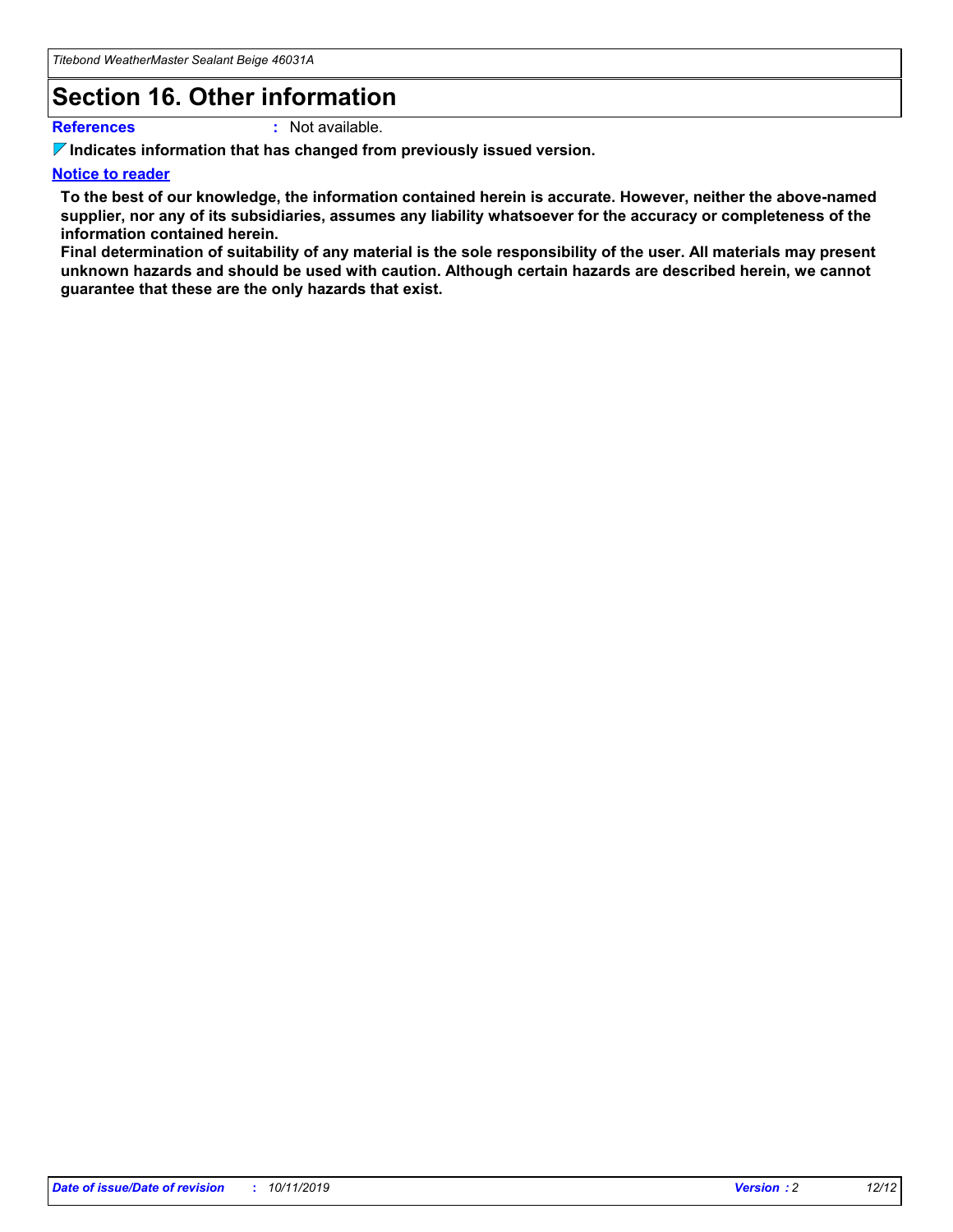# Section 16. Other information

**References** : Not available.

**Indicates information that has changed from previously issued version.**

**Notice to reader**

**To the best of our knowledge, the information contained herein is accurate. However, neither the above-named supplier, nor any of its subsidiaries, assumes any liability whatsoever for the accuracy or completeness of the information contained herein.**

**Final determination of suitability of any material is the sole responsibility of the user. All materials may present unknown hazards and should be used with caution. Although certain hazards are described herein, we cannot guarantee that these are the only hazards that exist.**